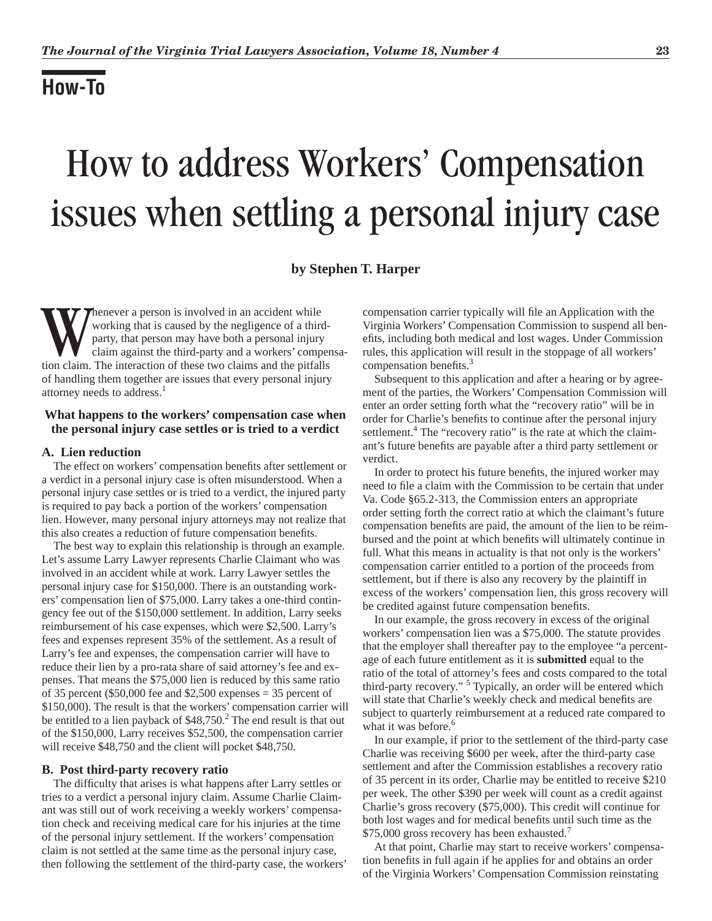## How-To

# How to address Workers' Compensation issues when settling a personal injury case

**by Stephen T. Harper**

Whenever a person is involved in an accident while working that is caused by the negligence of a third-party, that person may have both a personal injury claim against the third-party and a workers' compensation claim. The interaction of these two claims and the pitfalls of handling them together are issues that every personal injury attorney needs to address.[1]

### What happens to the workers' compensation case when the personal injury case settles or is tried to a verdict

#### A. Lien reduction

The effect on workers' compensation benefits after settlement or a verdict in a personal injury case is often misunderstood. When a personal injury case settles or is tried to a verdict, the injured party is required to pay back a portion of the workers' compensation lien. However, many personal injury attorneys may not realize that this also creates a reduction of future compensation benefits.

The best way to explain this relationship is through an example. Let's assume Larry Lawyer represents Charlie Claimant who was involved in an accident while at work. Larry Lawyer settles the personal injury case for $150,000. There is an outstanding workers' compensation lien of $75,000. Larry takes a one-third contingency fee out of the $150,000 settlement. In addition, Larry seeks reimbursement of his case expenses, which were $2,500. Larry's fees and expenses represent 35% of the settlement. As a result of Larry's fee and expenses, the compensation carrier will have to reduce their lien by a pro-rata share of said attorney's fee and expenses. That means the $75,000 lien is reduced by this same ratio of 35 percent ($50,000 fee and $2,500 expenses = 35 percent of $150,000). The result is that the workers' compensation carrier will be entitled to a lien payback of $48,750.[2] The end result is that out of the $150,000, Larry receives $52,500, the compensation carrier will receive $48,750 and the client will pocket $48,750.

#### B. Post third-party recovery ratio

The difficulty that arises is what happens after Larry settles or tries to a verdict a personal injury claim. Assume Charlie Claimant was still out of work receiving a weekly workers' compensation check and receiving medical care for his injuries at the time of the personal injury settlement. If the workers' compensation claim is not settled at the same time as the personal injury case, then following the settlement of the third-party case, the workers' compensation carrier typically will file an Application with the Virginia Workers' Compensation Commission to suspend all benefits, including both medical and lost wages. Under Commission rules, this application will result in the stoppage of all workers' compensation benefits.[3]

Subsequent to this application and after a hearing or by agreement of the parties, the Workers' Compensation Commission will enter an order setting forth what the "recovery ratio" will be in order for Charlie's benefits to continue after the personal injury settlement.[4] The "recovery ratio" is the rate at which the claimant's future benefits are payable after a third party settlement or verdict.

In order to protect his future benefits, the injured worker may need to file a claim with the Commission to be certain that under Va. Code §65.2-313, the Commission enters an appropriate order setting forth the correct ratio at which the claimant's future compensation benefits are paid, the amount of the lien to be reimbursed and the point at which benefits will ultimately continue in full. What this means in actuality is that not only is the workers' compensation carrier entitled to a portion of the proceeds from settlement, but if there is also any recovery by the plaintiff in excess of the workers' compensation lien, this gross recovery will be credited against future compensation benefits.

In our example, the gross recovery in excess of the original workers' compensation lien was a $75,000. The statute provides that the employer shall thereafter pay to the employee "a percentage of each future entitlement as it is **submitted** equal to the ratio of the total of attorney's fees and costs compared to the total third-party recovery."[5] Typically, an order will be entered which will state that Charlie's weekly check and medical benefits are subject to quarterly reimbursement at a reduced rate compared to what it was before.[6]

In our example, if prior to the settlement of the third-party case Charlie was receiving $600 per week, after the third-party case settlement and after the Commission establishes a recovery ratio of 35 percent in its order, Charlie may be entitled to receive $210 per week. The other $390 per week will count as a credit against Charlie's gross recovery ($75,000). This credit will continue for both lost wages and for medical benefits until such time as the $75,000 gross recovery has been exhausted.[7]

At that point, Charlie may start to receive workers' compensation benefits in full again if he applies for and obtains an order of the Virginia Workers' Compensation Commission reinstating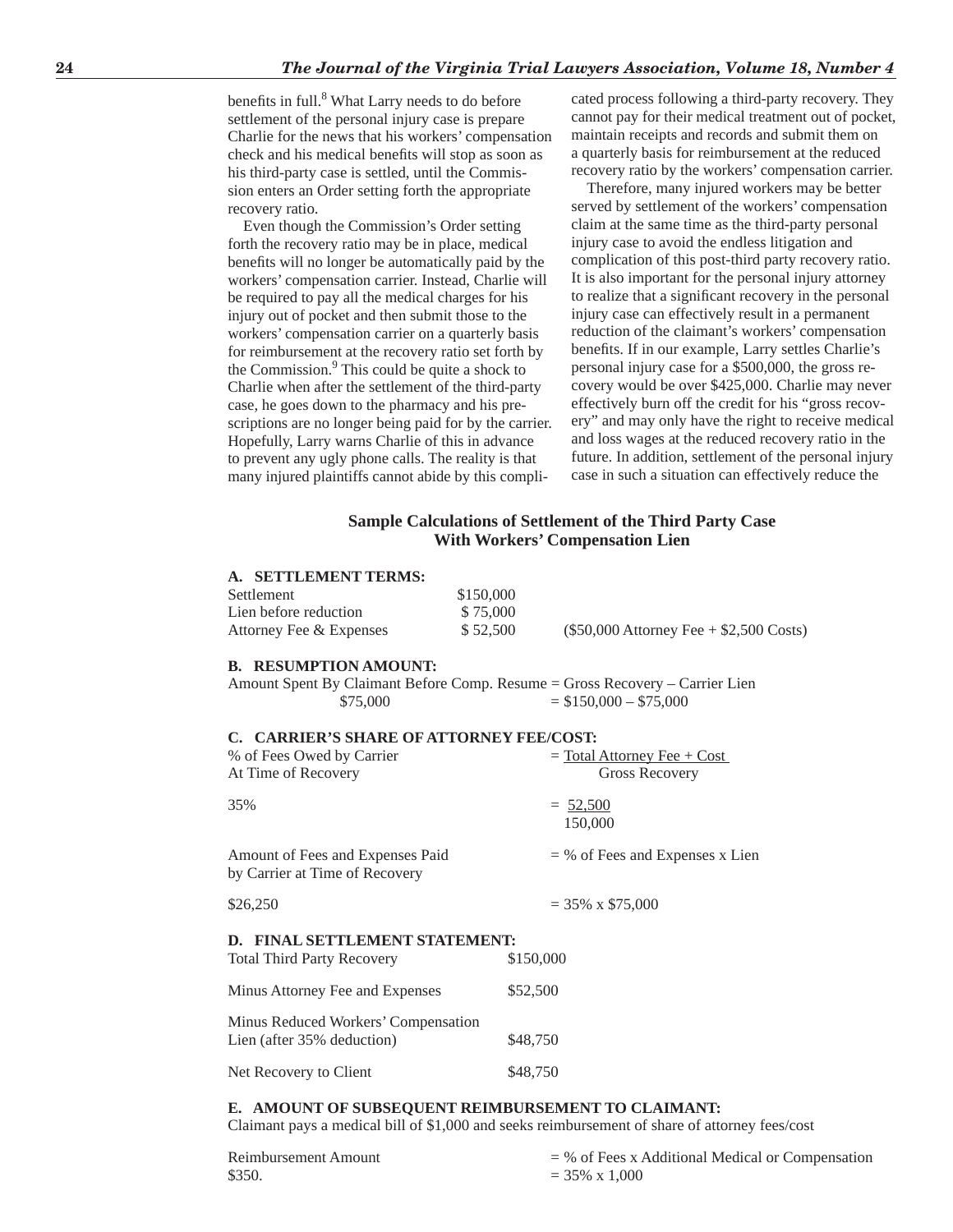benefits in full.[8] What Larry needs to do before settlement of the personal injury case is prepare Charlie for the news that his workers' compensation check and his medical benefits will stop as soon as his third-party case is settled, until the Commission enters an Order setting forth the appropriate recovery ratio.

Even though the Commission's Order setting forth the recovery ratio may be in place, medical benefits will no longer be automatically paid by the workers' compensation carrier. Instead, Charlie will be required to pay all the medical charges for his injury out of pocket and then submit those to the workers' compensation carrier on a quarterly basis for reimbursement at the recovery ratio set forth by the Commission.[9] This could be quite a shock to Charlie when after the settlement of the third-party case, he goes down to the pharmacy and his prescriptions are no longer being paid for by the carrier. Hopefully, Larry warns Charlie of this in advance to prevent any ugly phone calls. The reality is that many injured plaintiffs cannot abide by this complicated process following a third-party recovery. They cannot pay for their medical treatment out of pocket, maintain receipts and records and submit them on a quarterly basis for reimbursement at the reduced recovery ratio by the workers' compensation carrier.

Therefore, many injured workers may be better served by settlement of the workers' compensation claim at the same time as the third-party personal injury case to avoid the endless litigation and complication of this post-third party recovery ratio. It is also important for the personal injury attorney to realize that a significant recovery in the personal injury case can effectively result in a permanent reduction of the claimant's workers' compensation benefits. If in our example, Larry settles Charlie's personal injury case for a $500,000, the gross recovery would be over $425,000. Charlie may never effectively burn off the credit for his "gross recovery" and may only have the right to receive medical and loss wages at the reduced recovery ratio in the future. In addition, settlement of the personal injury case in such a situation can effectively reduce the

### Sample Calculations of Settlement of the Third Party Case With Workers' Compensation Lien

**A. SETTLEMENT TERMS:**

| | | |
|---|---|---|
| Settlement | $150,000 | |
| Lien before reduction | $ 75,000 | |
| Attorney Fee & Expenses | $ 52,500 | ($50,000 Attorney Fee + $2,500 Costs) |

**B. RESUMPTION AMOUNT:**

Amount Spent By Claimant Before Comp. Resume = Gross Recovery – Carrier Lien

$75,000 = $150,000 – $75,000

**C. CARRIER'S SHARE OF ATTORNEY FEE/COST:**

% of Fees Owed by Carrier At Time of Recovery = Total Attorney Fee + Cost / Gross Recovery

35% = 52,500 / 150,000

Amount of Fees and Expenses Paid by Carrier at Time of Recovery = % of Fees and Expenses x Lien

$26,250 = 35% x $75,000

**D. FINAL SETTLEMENT STATEMENT:**

| | |
|---|---|
| Total Third Party Recovery | $150,000 |
| Minus Attorney Fee and Expenses | $52,500 |
| Minus Reduced Workers' Compensation Lien (after 35% deduction) | $48,750 |
| Net Recovery to Client | $48,750 |

**E. AMOUNT OF SUBSEQUENT REIMBURSEMENT TO CLAIMANT:**

Claimant pays a medical bill of $1,000 and seeks reimbursement of share of attorney fees/cost

Reimbursement Amount = % of Fees x Additional Medical or Compensation

$350. = 35% x 1,000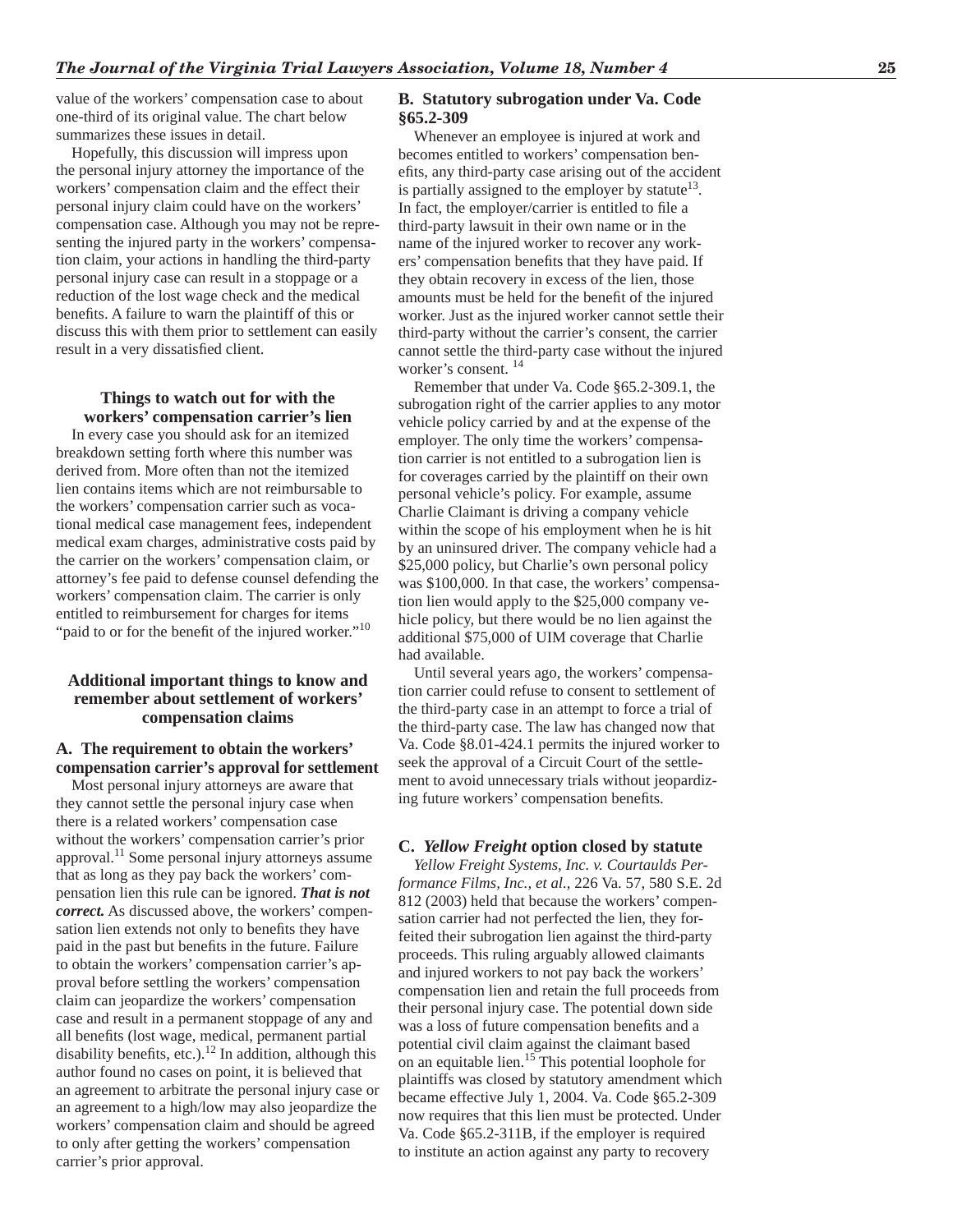value of the workers' compensation case to about one-third of its original value. The chart below summarizes these issues in detail.

Hopefully, this discussion will impress upon the personal injury attorney the importance of the workers' compensation claim and the effect their personal injury claim could have on the workers' compensation case. Although you may not be representing the injured party in the workers' compensation claim, your actions in handling the third-party personal injury case can result in a stoppage or a reduction of the lost wage check and the medical benefits. A failure to warn the plaintiff of this or discuss this with them prior to settlement can easily result in a very dissatisfied client.

### Things to watch out for with the workers' compensation carrier's lien

In every case you should ask for an itemized breakdown setting forth where this number was derived from. More often than not the itemized lien contains items which are not reimbursable to the workers' compensation carrier such as vocational medical case management fees, independent medical exam charges, administrative costs paid by the carrier on the workers' compensation claim, or attorney's fee paid to defense counsel defending the workers' compensation claim. The carrier is only entitled to reimbursement for charges for items "paid to or for the benefit of the injured worker."[10]

### Additional important things to know and remember about settlement of workers' compensation claims

#### A. The requirement to obtain the workers' compensation carrier's approval for settlement

Most personal injury attorneys are aware that they cannot settle the personal injury case when there is a related workers' compensation case without the workers' compensation carrier's prior approval.[11] Some personal injury attorneys assume that as long as they pay back the workers' compensation lien this rule can be ignored. ***That is not correct.*** As discussed above, the workers' compensation lien extends not only to benefits they have paid in the past but benefits in the future. Failure to obtain the workers' compensation carrier's approval before settling the workers' compensation claim can jeopardize the workers' compensation case and result in a permanent stoppage of any and all benefits (lost wage, medical, permanent partial disability benefits, etc.).[12] In addition, although this author found no cases on point, it is believed that an agreement to arbitrate the personal injury case or an agreement to a high/low may also jeopardize the workers' compensation claim and should be agreed to only after getting the workers' compensation carrier's prior approval.

#### B. Statutory subrogation under Va. Code §65.2-309

Whenever an employee is injured at work and becomes entitled to workers' compensation benefits, any third-party case arising out of the accident is partially assigned to the employer by statute[13]. In fact, the employer/carrier is entitled to file a third-party lawsuit in their own name or in the name of the injured worker to recover any workers' compensation benefits that they have paid. If they obtain recovery in excess of the lien, those amounts must be held for the benefit of the injured worker. Just as the injured worker cannot settle their third-party without the carrier's consent, the carrier cannot settle the third-party case without the injured worker's consent. [14]

Remember that under Va. Code §65.2-309.1, the subrogation right of the carrier applies to any motor vehicle policy carried by and at the expense of the employer. The only time the workers' compensation carrier is not entitled to a subrogation lien is for coverages carried by the plaintiff on their own personal vehicle's policy. For example, assume Charlie Claimant is driving a company vehicle within the scope of his employment when he is hit by an uninsured driver. The company vehicle had a $25,000 policy, but Charlie's own personal policy was $100,000. In that case, the workers' compensation lien would apply to the $25,000 company vehicle policy, but there would be no lien against the additional $75,000 of UIM coverage that Charlie had available.

Until several years ago, the workers' compensation carrier could refuse to consent to settlement of the third-party case in an attempt to force a trial of the third-party case. The law has changed now that Va. Code §8.01-424.1 permits the injured worker to seek the approval of a Circuit Court of the settlement to avoid unnecessary trials without jeopardizing future workers' compensation benefits.

#### C. *Yellow Freight* option closed by statute

*Yellow Freight Systems, Inc. v. Courtaulds Performance Films, Inc., et al.*, 226 Va. 57, 580 S.E. 2d 812 (2003) held that because the workers' compensation carrier had not perfected the lien, they forfeited their subrogation lien against the third-party proceeds. This ruling arguably allowed claimants and injured workers to not pay back the workers' compensation lien and retain the full proceeds from their personal injury case. The potential down side was a loss of future compensation benefits and a potential civil claim against the claimant based on an equitable lien.[15] This potential loophole for plaintiffs was closed by statutory amendment which became effective July 1, 2004. Va. Code §65.2-309 now requires that this lien must be protected. Under Va. Code §65.2-311B, if the employer is required to institute an action against any party to recovery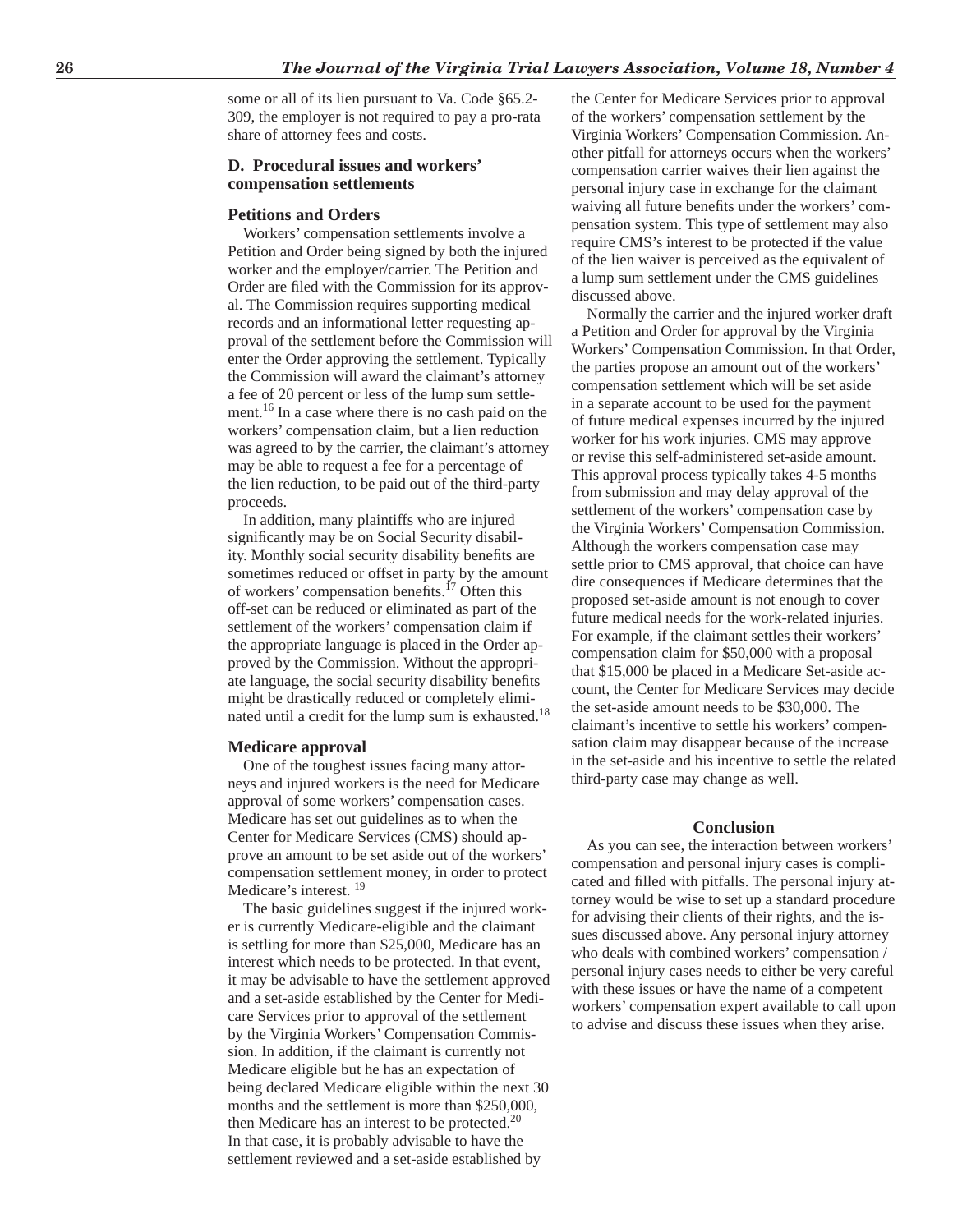some or all of its lien pursuant to Va. Code §65.2-309, the employer is not required to pay a pro-rata share of attorney fees and costs.

### D. Procedural issues and workers' compensation settlements

#### Petitions and Orders

Workers' compensation settlements involve a Petition and Order being signed by both the injured worker and the employer/carrier. The Petition and Order are filed with the Commission for its approval. The Commission requires supporting medical records and an informational letter requesting approval of the settlement before the Commission will enter the Order approving the settlement. Typically the Commission will award the claimant's attorney a fee of 20 percent or less of the lump sum settlement.[16] In a case where there is no cash paid on the workers' compensation claim, but a lien reduction was agreed to by the carrier, the claimant's attorney may be able to request a fee for a percentage of the lien reduction, to be paid out of the third-party proceeds.

In addition, many plaintiffs who are injured significantly may be on Social Security disability. Monthly social security disability benefits are sometimes reduced or offset in party by the amount of workers' compensation benefits.[17] Often this off-set can be reduced or eliminated as part of the settlement of the workers' compensation claim if the appropriate language is placed in the Order approved by the Commission. Without the appropriate language, the social security disability benefits might be drastically reduced or completely eliminated until a credit for the lump sum is exhausted.[18]

#### Medicare approval

One of the toughest issues facing many attorneys and injured workers is the need for Medicare approval of some workers' compensation cases. Medicare has set out guidelines as to when the Center for Medicare Services (CMS) should approve an amount to be set aside out of the workers' compensation settlement money, in order to protect Medicare's interest. [19]

The basic guidelines suggest if the injured worker is currently Medicare-eligible and the claimant is settling for more than $25,000, Medicare has an interest which needs to be protected. In that event, it may be advisable to have the settlement approved and a set-aside established by the Center for Medicare Services prior to approval of the settlement by the Virginia Workers' Compensation Commission. In addition, if the claimant is currently not Medicare eligible but he has an expectation of being declared Medicare eligible within the next 30 months and the settlement is more than $250,000, then Medicare has an interest to be protected.[20] In that case, it is probably advisable to have the settlement reviewed and a set-aside established by the Center for Medicare Services prior to approval of the workers' compensation settlement by the Virginia Workers' Compensation Commission. Another pitfall for attorneys occurs when the workers' compensation carrier waives their lien against the personal injury case in exchange for the claimant waiving all future benefits under the workers' compensation system. This type of settlement may also require CMS's interest to be protected if the value of the lien waiver is perceived as the equivalent of a lump sum settlement under the CMS guidelines discussed above.

Normally the carrier and the injured worker draft a Petition and Order for approval by the Virginia Workers' Compensation Commission. In that Order, the parties propose an amount out of the workers' compensation settlement which will be set aside in a separate account to be used for the payment of future medical expenses incurred by the injured worker for his work injuries. CMS may approve or revise this self-administered set-aside amount. This approval process typically takes 4-5 months from submission and may delay approval of the settlement of the workers' compensation case by the Virginia Workers' Compensation Commission. Although the workers compensation case may settle prior to CMS approval, that choice can have dire consequences if Medicare determines that the proposed set-aside amount is not enough to cover future medical needs for the work-related injuries. For example, if the claimant settles their workers' compensation claim for $50,000 with a proposal that $15,000 be placed in a Medicare Set-aside account, the Center for Medicare Services may decide the set-aside amount needs to be $30,000. The claimant's incentive to settle his workers' compensation claim may disappear because of the increase in the set-aside and his incentive to settle the related third-party case may change as well.

### Conclusion

As you can see, the interaction between workers' compensation and personal injury cases is complicated and filled with pitfalls. The personal injury attorney would be wise to set up a standard procedure for advising their clients of their rights, and the issues discussed above. Any personal injury attorney who deals with combined workers' compensation / personal injury cases needs to either be very careful with these issues or have the name of a competent workers' compensation expert available to call upon to advise and discuss these issues when they arise.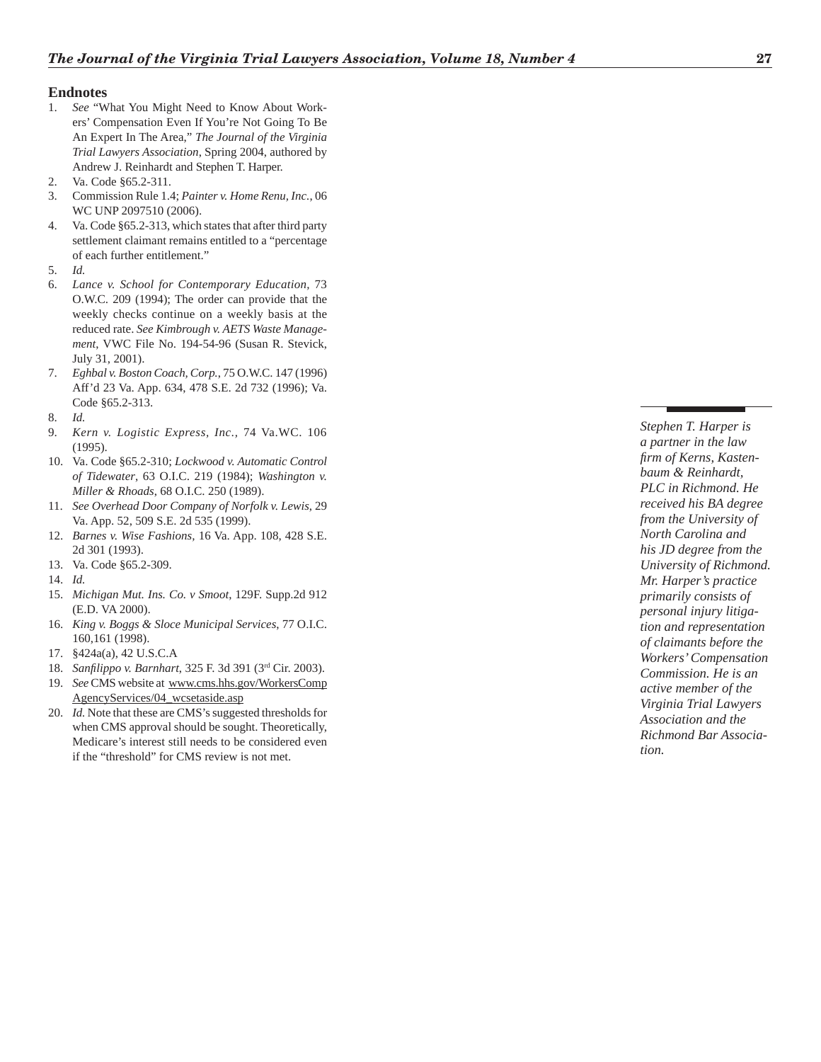## Endnotes

1. *See* "What You Might Need to Know About Workers' Compensation Even If You're Not Going To Be An Expert In The Area," *The Journal of the Virginia Trial Lawyers Association*, Spring 2004, authored by Andrew J. Reinhardt and Stephen T. Harper.
2. Va. Code §65.2-311.
3. Commission Rule 1.4; *Painter v. Home Renu, Inc.*, 06 WC UNP 2097510 (2006).
4. Va. Code §65.2-313, which states that after third party settlement claimant remains entitled to a "percentage of each further entitlement."
5. *Id.*
6. *Lance v. School for Contemporary Education*, 73 O.W.C. 209 (1994); The order can provide that the weekly checks continue on a weekly basis at the reduced rate. *See Kimbrough v. AETS Waste Management*, VWC File No. 194-54-96 (Susan R. Stevick, July 31, 2001).
7. *Eghbal v. Boston Coach, Corp.*, 75 O.W.C. 147 (1996) Aff'd 23 Va. App. 634, 478 S.E. 2d 732 (1996); Va. Code §65.2-313.
8. *Id.*
9. *Kern v. Logistic Express, Inc.*, 74 Va.WC. 106 (1995).
10. Va. Code §65.2-310; *Lockwood v. Automatic Control of Tidewater*, 63 O.I.C. 219 (1984); *Washington v. Miller & Rhoads*, 68 O.I.C. 250 (1989).
11. *See Overhead Door Company of Norfolk v. Lewis*, 29 Va. App. 52, 509 S.E. 2d 535 (1999).
12. *Barnes v. Wise Fashions*, 16 Va. App. 108, 428 S.E. 2d 301 (1993).
13. Va. Code §65.2-309.
14. *Id.*
15. *Michigan Mut. Ins. Co. v Smoot*, 129F. Supp.2d 912 (E.D. VA 2000).
16. *King v. Boggs & Sloce Municipal Services*, 77 O.I.C. 160,161 (1998).
17. §424a(a), 42 U.S.C.A
18. *Sanfilippo v. Barnhart*, 325 F. 3d 391 (3rd Cir. 2003).
19. *See* CMS website at www.cms.hhs.gov/WorkersCompAgencyServices/04_wcsetaside.asp
20. *Id.* Note that these are CMS's suggested thresholds for when CMS approval should be sought. Theoretically, Medicare's interest still needs to be considered even if the "threshold" for CMS review is not met.

*Stephen T. Harper is a partner in the law firm of Kerns, Kastenbaum & Reinhardt, PLC in Richmond. He received his BA degree from the University of North Carolina and his JD degree from the University of Richmond. Mr. Harper's practice primarily consists of personal injury litigation and representation of claimants before the Workers' Compensation Commission. He is an active member of the Virginia Trial Lawyers Association and the Richmond Bar Association.*